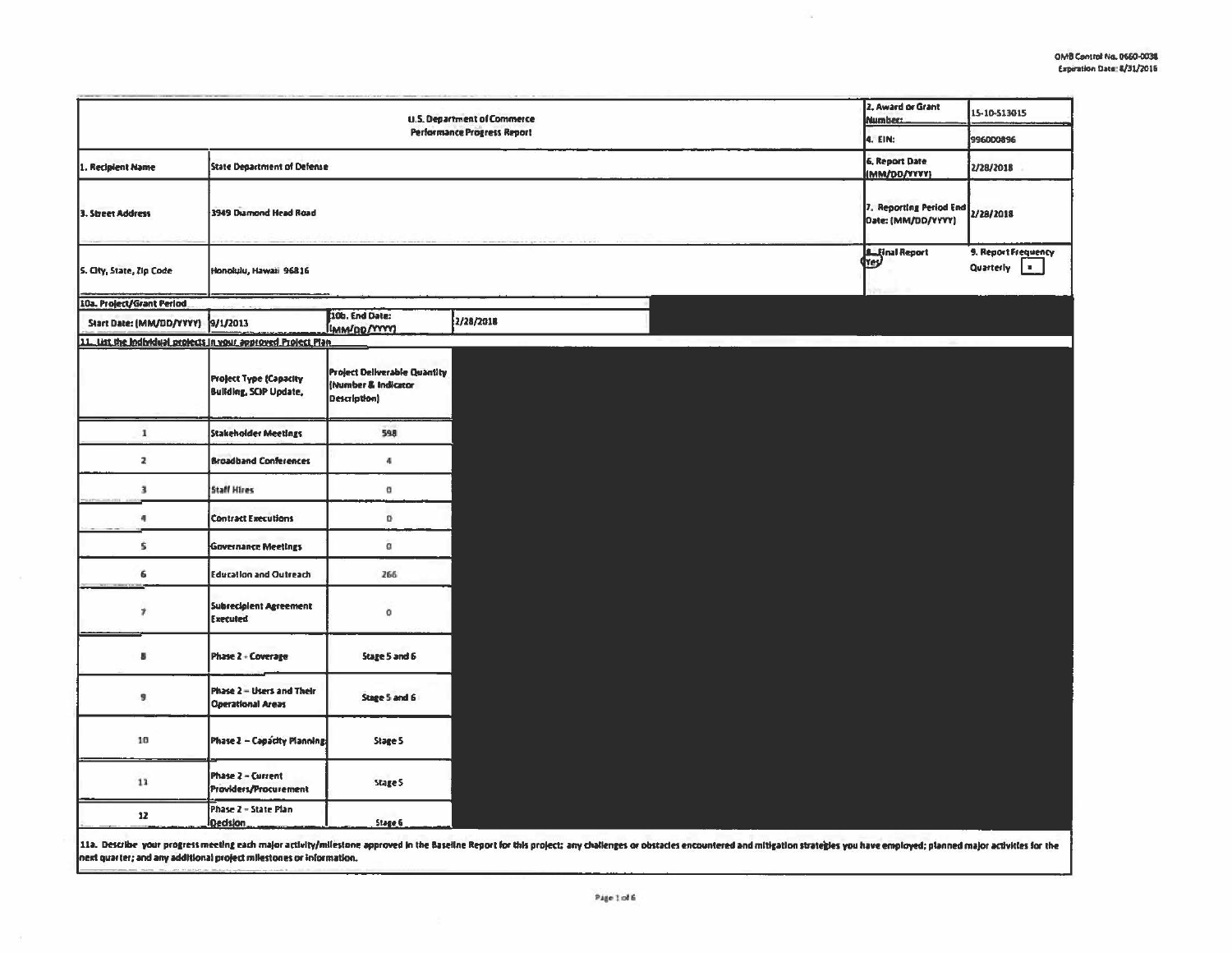OMB Control No. 0660-0038
Expiration Date: 8/31/2016

**U.S. Department of Commerce**
**Performance Progress Report**

| | | | |
|---|---|---|---|
| | | 2. Award or Grant Number: | 15-10-S13015 |
| | | 4. EIN: | 996000896 |
| 1. Recipient Name | State Department of Defense | 6. Report Date (MM/DD/YYYY) | 2/28/2018 |
| 3. Street Address | 3949 Diamond Head Road | 7. Reporting Period End Date: (MM/DD/YYYY) | 2/28/2018 |
| 5. City, State, Zip Code | Honolulu, Hawaii 96816 | 8. Final Report Yes | 9. Report Frequency Quarterly |

**10a. Project/Grant Period**

| Start Date: (MM/DD/YYYY) | 9/1/2013 | 10b. End Date: (MM/DD/YYYY) | 2/28/2018 |
|---|---|---|---|

**11. List the individual projects in your approved Project Plan**

| | Project Type (Capacity Building, SCIP Update, | Project Deliverable Quantity (Number & Indicator Description) |
|---|---|---|
| 1 | Stakeholder Meetings | 598 |
| 2 | Broadband Conferences | 4 |
| 3 | Staff Hires | 0 |
| 4 | Contract Executions | 0 |
| 5 | Governance Meetings | 0 |
| 6 | Education and Outreach | 266 |
| 7 | Subrecipient Agreement Executed | 0 |
| 8 | Phase 2 - Coverage | Stage 5 and 6 |
| 9 | Phase 2 – Users and Their Operational Areas | Stage 5 and 6 |
| 10 | Phase 2 – Capacity Planning | Stage 5 |
| 11 | Phase 2 – Current Providers/Procurement | Stage 5 |
| 12 | Phase 2 – State Plan Decision | Stage 6 |

11a. Describe your progress meeting each major activity/milestone approved in the Baseline Report for this project; any challenges or obstacles encountered and mitigation strategies you have employed; planned major activities for the next quarter; and any additional project milestones or information.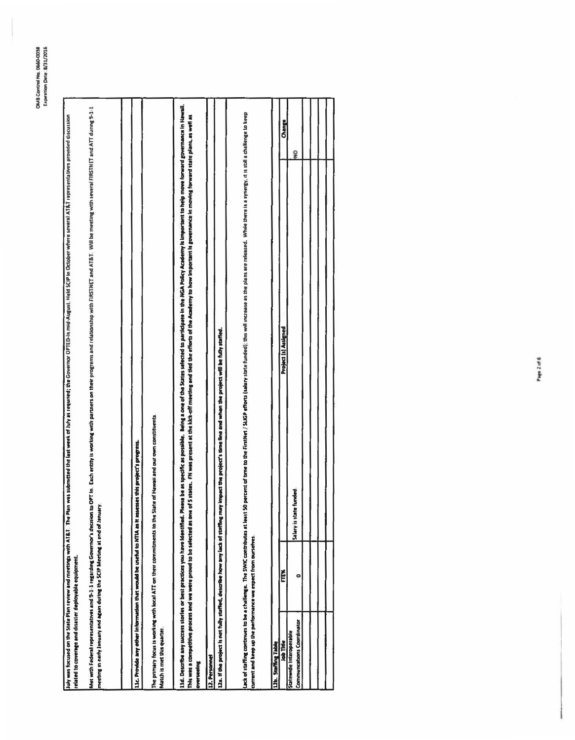July was focused on the State Plan review and meetings with AT&T. The Plan was submitted the last week of July as required; the Governor OPTED-In mid August. Held SCIP in October where several AT&T representatives provided discussion related to coverage and disaster deployable equipment.

Met with Federal representatives and 9-1-1 regarding Governor's decision to OPT In. Each entity is working with partners on their programs and relationship with FIRSTNET and AT&T. Will be meeting with several FIRSTNET and ATT during 9-1-1 meeting in early January and again during the SCIP Meeting at end of January.

**11c. Provide any other information that would be useful to NTIA as it assesses this project's progress.**

The primary focus is working with local ATT on their commitments to the State of Hawaii and our own constituents. Match is met this quarter.

**11d. Describe any success stories or best practices you have identified. Please be as specific as possible.** Being a one of the States selected to participate in the NGA Policy Academy is important to help move forward governance in Hawaii. This was a competitive process and we were proud to be selected as one of 5 states. FN was present at the kick-off meeting and tied the efforts of the Academy to how important is governance in moving forward state plans, as well as overseeing

**12. Personnel**

**12a. If the project is not fully staffed, describe how any lack of staffing may impact the project's time line and when the project will be fully staffed.**

Lack of staffing continues to be a challenge. The SWIC contributes at least 50 percent of time to the FirstNet / SLIGP efforts (salary state funded); this will increase as the plans are released. While there is a synergy, it is still a challenge to keep current and keep up the performance we expect from ourselves.

**12b. Staffing Table**

| Job Title | FTE% | Project (s) Assigned | Change |
|---|---|---|---|
| Statewide Interoperable Communications Coordinator | 0 | Salary is state funded | NO |
| | | | |
| | | | |
| | | | |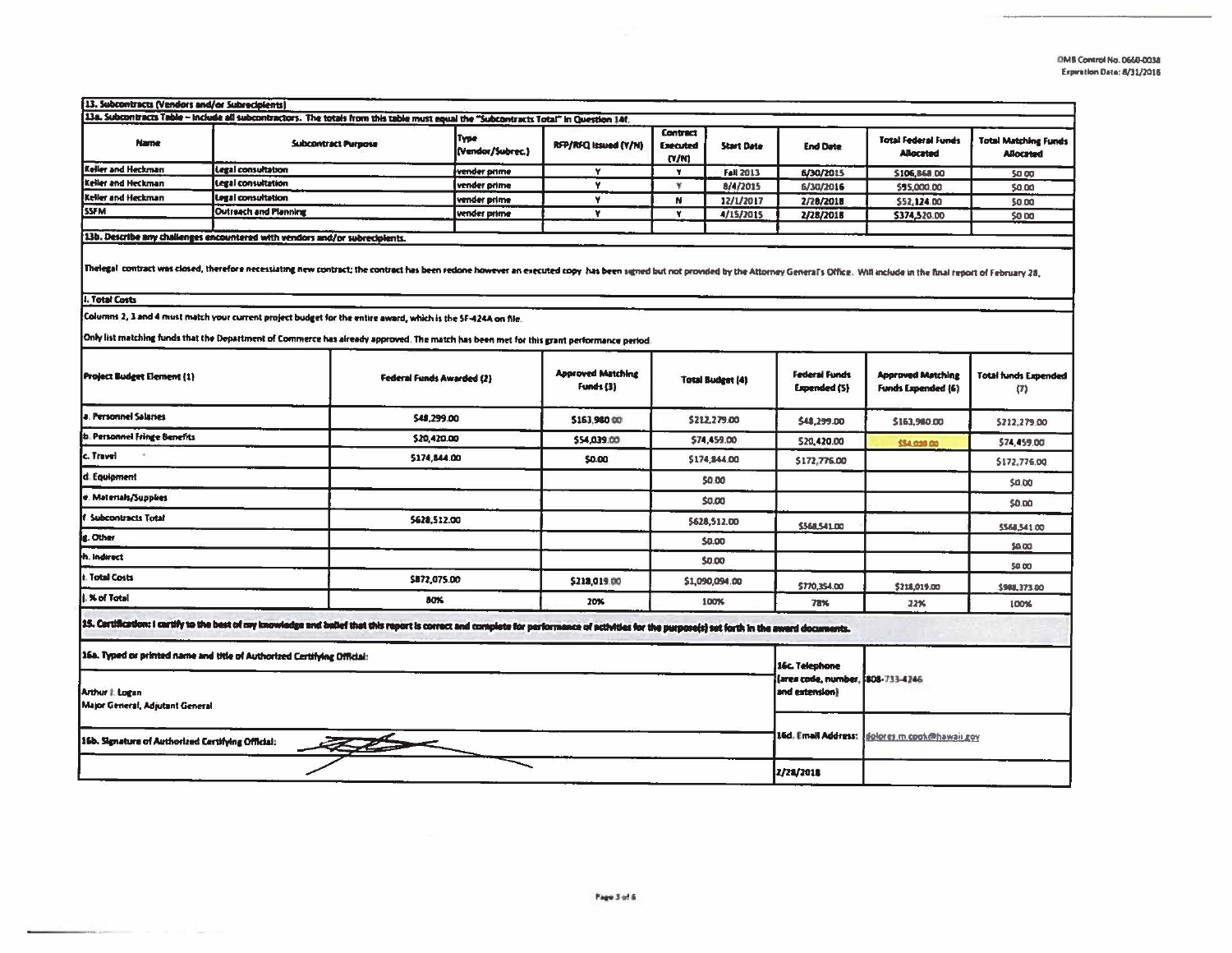## 13. Subcontracts (Vendors and/or Subrecipients)

**13a. Subcontracts Table – include all subcontractors. The totals from this table must equal the "Subcontracts Total" in Question 14f.**

| Name | Subcontract Purpose | Type (Vendor/Subrec.) | RFP/RFQ Issued (Y/N) | Contract Executed (Y/N) | Start Date | End Date | Total Federal Funds Allocated | Total Matching Funds Allocated |
|---|---|---|---|---|---|---|---|---|
| Keller and Heckman | Legal consultation | vender prime | Y | Y | Fall 2013 | 6/30/2015 | $106,868.00 | $0.00 |
| Keller and Heckman | Legal consultation | vender prime | Y | Y | 8/4/2015 | 6/30/2016 | $95,000.00 | $0.00 |
| Keller and Heckman | Legal consultation | vender prime | Y | N | 12/1/2017 | 2/28/2018 | $52,124.00 | $0.00 |
| SSFM | Outreach and Planning | vender prime | Y | Y | 4/15/2015 | 2/28/2018 | $374,520.00 | $0.00 |
| | | | | | | | | |

**13b. Describe any challenges encountered with vendors and/or subrecipients.**

Thelegal contract was closed, therefore necessiating new contract; the contract has been redone however an executed copy has been signed but not provided by the Attorney General's Office. Will include in the final report of February 28.

## I. Total Costs

Columns 2, 3 and 4 must match your current project budget for the entire award, which is the SF-424A on file.

Only list matching funds that the Department of Commerce has already approved. The match has been met for this grant performance period.

| Project Budget Element (1) | Federal Funds Awarded (2) | Approved Matching Funds (3) | Total Budget (4) | Federal Funds Expended (5) | Approved Matching Funds Expended (6) | Total funds Expended (7) |
|---|---|---|---|---|---|---|
| a. Personnel Salaries | $48,299.00 | $163,980.00 | $212,279.00 | $48,299.00 | $163,980.00 | $212,279.00 |
| b. Personnel Fringe Benefits | $20,420.00 | $54,039.00 | $74,459.00 | $20,420.00 | $54,039.00 | $74,459.00 |
| c. Travel | $174,844.00 | $0.00 | $174,844.00 | $172,776.00 | | $172,776.00 |
| d. Equipment | | | $0.00 | | | $0.00 |
| e. Materials/Supplies | | | $0.00 | | | $0.00 |
| f. Subcontracts Total | $628,512.00 | | $628,512.00 | $568,541.00 | | $568,541.00 |
| g. Other | | | $0.00 | | | $0.00 |
| h. Indirect | | | $0.00 | | | $0.00 |
| i. Total Costs | $872,075.00 | $218,019.00 | $1,090,094.00 | $770,354.00 | $218,019.00 | $988,373.00 |
| j. % of Total | 80% | 20% | 100% | 78% | 22% | 100% |

**15. Certification: I certify to the best of my knowledge and belief that this report is correct and complete for performance of activities for the purpose(s) set forth in the award documents.**

| | |
|---|---|
| **16a. Typed or printed name and title of Authorized Certifying Official:** Arthur J. Logan, Major General, Adjutant General | **16c. Telephone (area code, number, and extension)** 808-733-4246 |
| **16b. Signature of Authorized Certifying Official:** | **16d. Email Address:** dolores.m.cook@hawaii.gov |
| | 2/28/2018 |